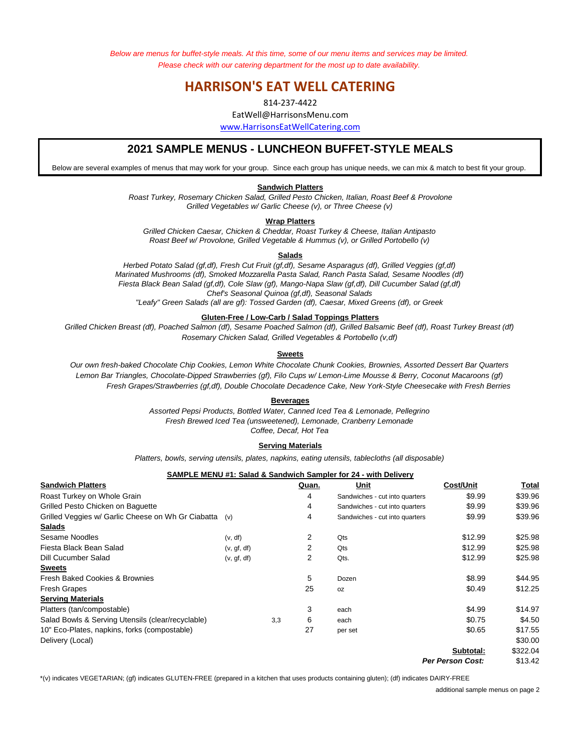*Below are menus for buffet-style meals. At this time, some of our menu items and services may be limited.*
*Please check with our catering department for the most up to date availability.*

# HARRISON'S EAT WELL CATERING

814-237-4422

EatWell@HarrisonsMenu.com

www.HarrisonsEatWellCatering.com

## 2021 SAMPLE MENUS - LUNCHEON BUFFET-STYLE MEALS

Below are several examples of menus that may work for your group. Since each group has unique needs, we can mix & match to best fit your group.

### Sandwich Platters

*Roast Turkey, Rosemary Chicken Salad, Grilled Pesto Chicken, Italian, Roast Beef & Provolone*
*Grilled Vegetables w/ Garlic Cheese (v), or Three Cheese (v)*

### Wrap Platters

*Grilled Chicken Caesar, Chicken & Cheddar, Roast Turkey & Cheese, Italian Antipasto*
*Roast Beef w/ Provolone, Grilled Vegetable & Hummus (v), or Grilled Portobello (v)*

### Salads

*Herbed Potato Salad (gf,df), Fresh Cut Fruit (gf,df), Sesame Asparagus (df), Grilled Veggies (gf,df)*
*Marinated Mushrooms (df), Smoked Mozzarella Pasta Salad, Ranch Pasta Salad, Sesame Noodles (df)*
*Fiesta Black Bean Salad (gf,df), Cole Slaw (gf), Mango-Napa Slaw (gf,df), Dill Cucumber Salad (gf,df)*
*Chef's Seasonal Quinoa (gf,df), Seasonal Salads*
*"Leafy" Green Salads (all are gf): Tossed Garden (df), Caesar, Mixed Greens (df), or Greek*

### Gluten-Free / Low-Carb / Salad Toppings Platters

*Grilled Chicken Breast (df), Poached Salmon (df), Sesame Poached Salmon (df), Grilled Balsamic Beef (df), Roast Turkey Breast (df)*
*Rosemary Chicken Salad, Grilled Vegetables & Portobello (v,df)*

### Sweets

*Our own fresh-baked Chocolate Chip Cookies, Lemon White Chocolate Chunk Cookies, Brownies, Assorted Dessert Bar Quarters*
*Lemon Bar Triangles, Chocolate-Dipped Strawberries (gf), Filo Cups w/ Lemon-Lime Mousse & Berry, Coconut Macaroons (gf)*
*Fresh Grapes/Strawberries (gf,df), Double Chocolate Decadence Cake, New York-Style Cheesecake with Fresh Berries*

### Beverages

*Assorted Pepsi Products, Bottled Water, Canned Iced Tea & Lemonade, Pellegrino*
*Fresh Brewed Iced Tea (unsweetened), Lemonade, Cranberry Lemonade*
*Coffee, Decaf, Hot Tea*

### Serving Materials

*Platters, bowls, serving utensils, plates, napkins, eating utensils, tablecloths (all disposable)*

### SAMPLE MENU #1: Salad & Sandwich Sampler for 24 - with Delivery

| **Sandwich Platters** | | | **Quan.** | **Unit** | **Cost/Unit** | **Total** |
|---|---|---|---|---|---|---|
| Roast Turkey on Whole Grain | | | 4 | Sandwiches - cut into quarters | $9.99 | $39.96 |
| Grilled Pesto Chicken on Baguette | | | 4 | Sandwiches - cut into quarters | $9.99 | $39.96 |
| Grilled Veggies w/ Garlic Cheese on Wh Gr Ciabatta | (v) | | 4 | Sandwiches - cut into quarters | $9.99 | $39.96 |
| **Salads** | | | | | | |
| Sesame Noodles | (v, df) | | 2 | Qts | $12.99 | $25.98 |
| Fiesta Black Bean Salad | (v, gf, df) | | 2 | Qts | $12.99 | $25.98 |
| Dill Cucumber Salad | (v, gf, df) | | 2 | Qts. | $12.99 | $25.98 |
| **Sweets** | | | | | | |
| Fresh Baked Cookies & Brownies | | | 5 | Dozen | $8.99 | $44.95 |
| Fresh Grapes | | | 25 | oz | $0.49 | $12.25 |
| **Serving Materials** | | | | | | |
| Platters (tan/compostable) | | | 3 | each | $4.99 | $14.97 |
| Salad Bowls & Serving Utensils (clear/recyclable) | | 3,3 | 6 | each | $0.75 | $4.50 |
| 10" Eco-Plates, napkins, forks (compostable) | | | 27 | per set | $0.65 | $17.55 |
| Delivery (Local) | | | | | | $30.00 |
| | | | | | **Subtotal:** | $322.04 |
| | | | | | ***Per Person Cost:*** | $13.42 |

*(v) indicates VEGETARIAN; (gf) indicates GLUTEN-FREE (prepared in a kitchen that uses products containing gluten); (df) indicates DAIRY-FREE

additional sample menus on page 2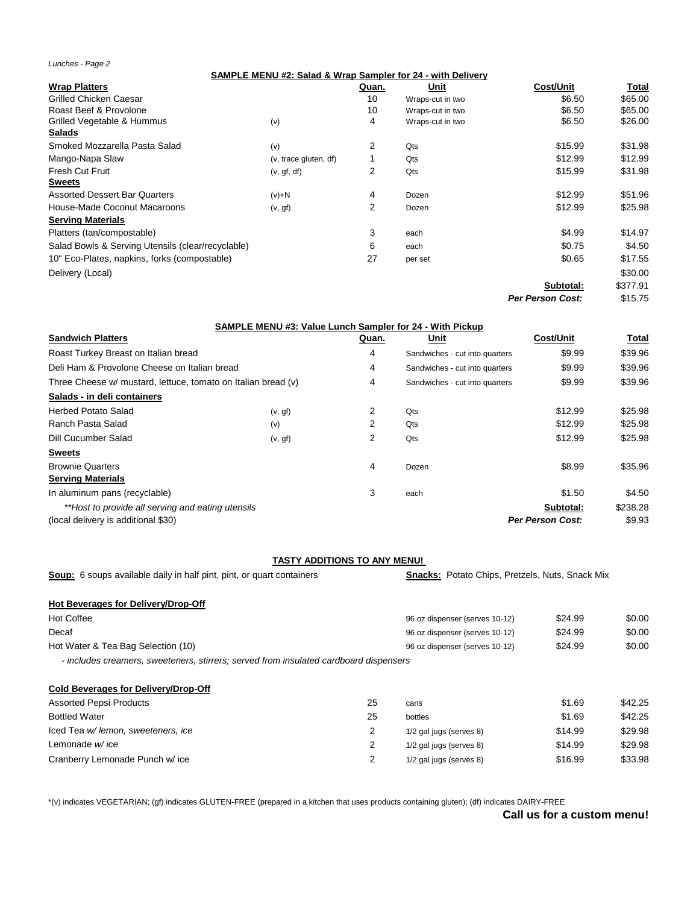*Lunches - Page 2*

## SAMPLE MENU #2: Salad & Wrap Sampler for 24 - with Delivery

| Wrap Platters | | Quan. | Unit | Cost/Unit | Total |
|---|---|---|---|---|---|
| Grilled Chicken Caesar | | 10 | Wraps-cut in two | $6.50 | $65.00 |
| Roast Beef & Provolone | | 10 | Wraps-cut in two | $6.50 | $65.00 |
| Grilled Vegetable & Hummus | (v) | 4 | Wraps-cut in two | $6.50 | $26.00 |
| **Salads** | | | | | |
| Smoked Mozzarella Pasta Salad | (v) | 2 | Qts | $15.99 | $31.98 |
| Mango-Napa Slaw | (v, trace gluten, df) | 1 | Qts | $12.99 | $12.99 |
| Fresh Cut Fruit | (v, gf, df) | 2 | Qts | $15.99 | $31.98 |
| **Sweets** | | | | | |
| Assorted Dessert Bar Quarters | (v)+N | 4 | Dozen | $12.99 | $51.96 |
| House-Made Coconut Macaroons | (v, gf) | 2 | Dozen | $12.99 | $25.98 |
| **Serving Materials** | | | | | |
| Platters (tan/compostable) | | 3 | each | $4.99 | $14.97 |
| Salad Bowls & Serving Utensils (clear/recyclable) | | 6 | each | $0.75 | $4.50 |
| 10" Eco-Plates, napkins, forks (compostable) | | 27 | per set | $0.65 | $17.55 |
| Delivery (Local) | | | | | $30.00 |
| | | | | **Subtotal:** | $377.91 |
| | | | | ***Per Person Cost:*** | $15.75 |

## SAMPLE MENU #3: Value Lunch Sampler for 24 - With Pickup

| Sandwich Platters | | Quan. | Unit | Cost/Unit | Total |
|---|---|---|---|---|---|
| Roast Turkey Breast on Italian bread | | 4 | Sandwiches - cut into quarters | $9.99 | $39.96 |
| Deli Ham & Provolone Cheese on Italian bread | | 4 | Sandwiches - cut into quarters | $9.99 | $39.96 |
| Three Cheese w/ mustard, lettuce, tomato on Italian bread (v) | | 4 | Sandwiches - cut into quarters | $9.99 | $39.96 |
| **Salads - in deli containers** | | | | | |
| Herbed Potato Salad | (v, gf) | 2 | Qts | $12.99 | $25.98 |
| Ranch Pasta Salad | (v) | 2 | Qts | $12.99 | $25.98 |
| Dill Cucumber Salad | (v, gf) | 2 | Qts | $12.99 | $25.98 |
| **Sweets** | | | | | |
| Brownie Quarters | | 4 | Dozen | $8.99 | $35.96 |
| **Serving Materials** | | | | | |
| In aluminum pans (recyclable) | | 3 | each | $1.50 | $4.50 |
| *\*\*Host to provide all serving and eating utensils* | | | | **Subtotal:** | $238.28 |
| (local delivery is additional $30) | | | | ***Per Person Cost:*** | $9.93 |

## TASTY ADDITIONS TO ANY MENU!

**Soup:** 6 soups available daily in half pint, pint, or quart containers

**Snacks:** Potato Chips, Pretzels, Nuts, Snack Mix

**Hot Beverages for Delivery/Drop-Off**

| | | | |
|---|---|---|---|
| Hot Coffee | 96 oz dispenser (serves 10-12) | $24.99 | $0.00 |
| Decaf | 96 oz dispenser (serves 10-12) | $24.99 | $0.00 |
| Hot Water & Tea Bag Selection (10) | 96 oz dispenser (serves 10-12) | $24.99 | $0.00 |

*- includes creamers, sweeteners, stirrers; served from insulated cardboard dispensers*

**Cold Beverages for Delivery/Drop-Off**

| | | | | |
|---|---|---|---|---|
| Assorted Pepsi Products | 25 | cans | $1.69 | $42.25 |
| Bottled Water | 25 | bottles | $1.69 | $42.25 |
| Iced Tea *w/ lemon, sweeteners, ice* | 2 | 1/2 gal jugs (serves 8) | $14.99 | $29.98 |
| Lemonade *w/ ice* | 2 | 1/2 gal jugs (serves 8) | $14.99 | $29.98 |
| Cranberry Lemonade Punch w/ ice | 2 | 1/2 gal jugs (serves 8) | $16.99 | $33.98 |

*(v) indicates VEGETARIAN; (gf) indicates GLUTEN-FREE (prepared in a kitchen that uses products containing gluten); (df) indicates DAIRY-FREE

**Call us for a custom menu!**